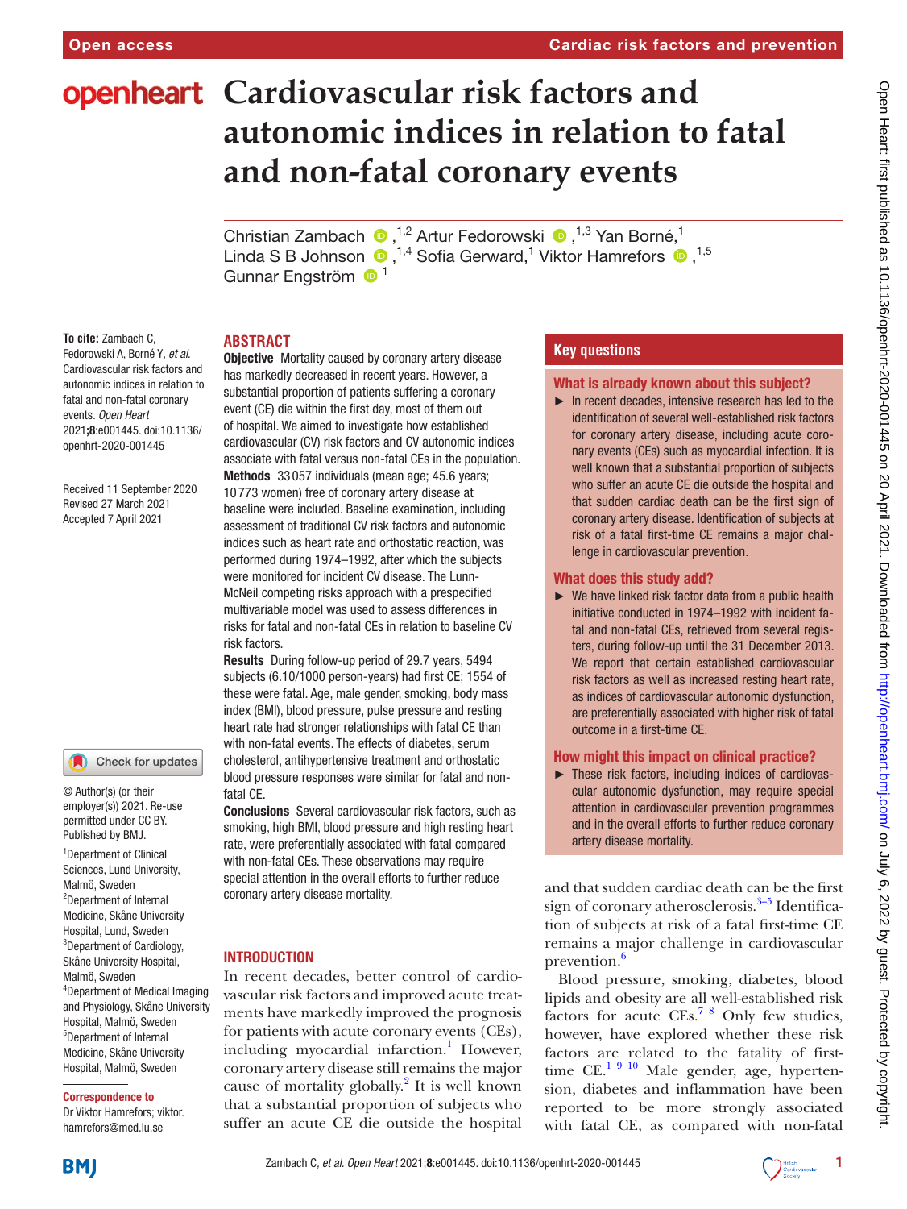# Cardiovascular risk factors and autonomic indices in relation to fatal and non-fatal coronary events

Christian Zambach [1,2] Artur Fedorowski [1,3] Yan Borné,[1] Linda S B Johnson [1,4] Sofia Gerward,[1] Viktor Hamrefors [1,5] Gunnar Engström [1]

**To cite:** Zambach C, Fedorowski A, Borné Y, *et al*. Cardiovascular risk factors and autonomic indices in relation to fatal and non-fatal coronary events. *Open Heart* 2021;**8**:e001445. doi:10.1136/openhrt-2020-001445

Received 11 September 2020
Revised 27 March 2021
Accepted 7 April 2021

© Author(s) (or their employer(s)) 2021. Re-use permitted under CC BY. Published by BMJ.

[1]Department of Clinical Sciences, Lund University, Malmö, Sweden
[2]Department of Internal Medicine, Skåne University Hospital, Lund, Sweden
[3]Department of Cardiology, Skåne University Hospital, Malmö, Sweden
[4]Department of Medical Imaging and Physiology, Skåne University Hospital, Malmö, Sweden
[5]Department of Internal Medicine, Skåne University Hospital, Malmö, Sweden

**Correspondence to**
Dr Viktor Hamrefors; viktor.hamrefors@med.lu.se

## ABSTRACT

**Objective** Mortality caused by coronary artery disease has markedly decreased in recent years. However, a substantial proportion of patients suffering a coronary event (CE) die within the first day, most of them out of hospital. We aimed to investigate how established cardiovascular (CV) risk factors and CV autonomic indices associate with fatal versus non-fatal CEs in the population.

**Methods** 33 057 individuals (mean age; 45.6 years; 10 773 women) free of coronary artery disease at baseline were included. Baseline examination, including assessment of traditional CV risk factors and autonomic indices such as heart rate and orthostatic reaction, was performed during 1974–1992, after which the subjects were monitored for incident CV disease. The Lunn-McNeil competing risks approach with a prespecified multivariable model was used to assess differences in risks for fatal and non-fatal CEs in relation to baseline CV risk factors.

**Results** During follow-up period of 29.7 years, 5494 subjects (6.10/1000 person-years) had first CE; 1554 of these were fatal. Age, male gender, smoking, body mass index (BMI), blood pressure, pulse pressure and resting heart rate had stronger relationships with fatal CE than with non-fatal events. The effects of diabetes, serum cholesterol, antihypertensive treatment and orthostatic blood pressure responses were similar for fatal and non-fatal CE.

**Conclusions** Several cardiovascular risk factors, such as smoking, high BMI, blood pressure and high resting heart rate, were preferentially associated with fatal compared with non-fatal CEs. These observations may require special attention in the overall efforts to further reduce coronary artery disease mortality.

## Key questions

### What is already known about this subject?

- In recent decades, intensive research has led to the identification of several well-established risk factors for coronary artery disease, including acute coronary events (CEs) such as myocardial infarction. It is well known that a substantial proportion of subjects who suffer an acute CE die outside the hospital and that sudden cardiac death can be the first sign of coronary artery disease. Identification of subjects at risk of a fatal first-time CE remains a major challenge in cardiovascular prevention.

### What does this study add?

- We have linked risk factor data from a public health initiative conducted in 1974–1992 with incident fatal and non-fatal CEs, retrieved from several registers, during follow-up until the 31 December 2013. We report that certain established cardiovascular risk factors as well as increased resting heart rate, as indices of cardiovascular autonomic dysfunction, are preferentially associated with higher risk of fatal outcome in a first-time CE.

### How might this impact on clinical practice?

- These risk factors, including indices of cardiovascular autonomic dysfunction, may require special attention in cardiovascular prevention programmes and in the overall efforts to further reduce coronary artery disease mortality.

## INTRODUCTION

In recent decades, better control of cardiovascular risk factors and improved acute treatments have markedly improved the prognosis for patients with acute coronary events (CEs), including myocardial infarction.[1] However, coronary artery disease still remains the major cause of mortality globally.[2] It is well known that a substantial proportion of subjects who suffer an acute CE die outside the hospital and that sudden cardiac death can be the first sign of coronary atherosclerosis.[3–5] Identification of subjects at risk of a fatal first-time CE remains a major challenge in cardiovascular prevention.[6]

Blood pressure, smoking, diabetes, blood lipids and obesity are all well-established risk factors for acute CEs.[7 8] Only few studies, however, have explored whether these risk factors are related to the fatality of first-time CE.[1 9 10] Male gender, age, hypertension, diabetes and inflammation have been reported to be more strongly associated with fatal CE, as compared with non-fatal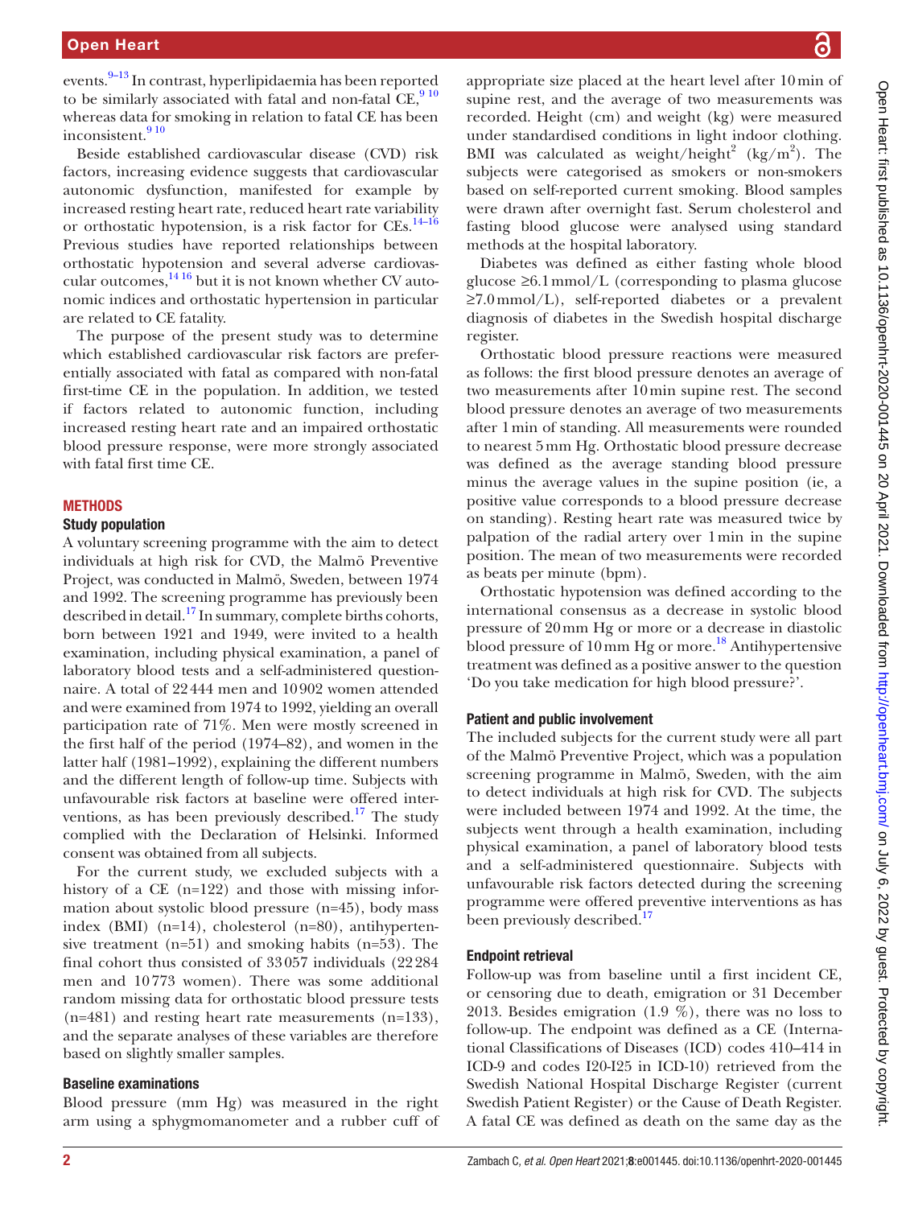events.[9–13] In contrast, hyperlipidaemia has been reported to be similarly associated with fatal and non-fatal CE,[9 10] whereas data for smoking in relation to fatal CE has been inconsistent.[9 10]

Beside established cardiovascular disease (CVD) risk factors, increasing evidence suggests that cardiovascular autonomic dysfunction, manifested for example by increased resting heart rate, reduced heart rate variability or orthostatic hypotension, is a risk factor for CEs.[14–16] Previous studies have reported relationships between orthostatic hypotension and several adverse cardiovascular outcomes,[14 16] but it is not known whether CV autonomic indices and orthostatic hypertension in particular are related to CE fatality.

The purpose of the present study was to determine which established cardiovascular risk factors are preferentially associated with fatal as compared with non-fatal first-time CE in the population. In addition, we tested if factors related to autonomic function, including increased resting heart rate and an impaired orthostatic blood pressure response, were more strongly associated with fatal first time CE.

## METHODS

### Study population

A voluntary screening programme with the aim to detect individuals at high risk for CVD, the Malmö Preventive Project, was conducted in Malmö, Sweden, between 1974 and 1992. The screening programme has previously been described in detail.[17] In summary, complete births cohorts, born between 1921 and 1949, were invited to a health examination, including physical examination, a panel of laboratory blood tests and a self-administered questionnaire. A total of 22 444 men and 10 902 women attended and were examined from 1974 to 1992, yielding an overall participation rate of 71%. Men were mostly screened in the first half of the period (1974–82), and women in the latter half (1981–1992), explaining the different numbers and the different length of follow-up time. Subjects with unfavourable risk factors at baseline were offered interventions, as has been previously described.[17] The study complied with the Declaration of Helsinki. Informed consent was obtained from all subjects.

For the current study, we excluded subjects with a history of a CE (n=122) and those with missing information about systolic blood pressure (n=45), body mass index (BMI) (n=14), cholesterol (n=80), antihypertensive treatment (n=51) and smoking habits (n=53). The final cohort thus consisted of 33 057 individuals (22 284 men and 10 773 women). There was some additional random missing data for orthostatic blood pressure tests (n=481) and resting heart rate measurements (n=133), and the separate analyses of these variables are therefore based on slightly smaller samples.

### Baseline examinations

Blood pressure (mm Hg) was measured in the right arm using a sphygmomanometer and a rubber cuff of appropriate size placed at the heart level after 10 min of supine rest, and the average of two measurements was recorded. Height (cm) and weight (kg) were measured under standardised conditions in light indoor clothing. BMI was calculated as weight/height$^2$ (kg/m$^2$). The subjects were categorised as smokers or non-smokers based on self-reported current smoking. Blood samples were drawn after overnight fast. Serum cholesterol and fasting blood glucose were analysed using standard methods at the hospital laboratory.

Diabetes was defined as either fasting whole blood glucose ≥6.1 mmol/L (corresponding to plasma glucose ≥7.0 mmol/L), self-reported diabetes or a prevalent diagnosis of diabetes in the Swedish hospital discharge register.

Orthostatic blood pressure reactions were measured as follows: the first blood pressure denotes an average of two measurements after 10 min supine rest. The second blood pressure denotes an average of two measurements after 1 min of standing. All measurements were rounded to nearest 5 mm Hg. Orthostatic blood pressure decrease was defined as the average standing blood pressure minus the average values in the supine position (ie, a positive value corresponds to a blood pressure decrease on standing). Resting heart rate was measured twice by palpation of the radial artery over 1 min in the supine position. The mean of two measurements were recorded as beats per minute (bpm).

Orthostatic hypotension was defined according to the international consensus as a decrease in systolic blood pressure of 20 mm Hg or more or a decrease in diastolic blood pressure of 10 mm Hg or more.[18] Antihypertensive treatment was defined as a positive answer to the question 'Do you take medication for high blood pressure?'.

### Patient and public involvement

The included subjects for the current study were all part of the Malmö Preventive Project, which was a population screening programme in Malmö, Sweden, with the aim to detect individuals at high risk for CVD. The subjects were included between 1974 and 1992. At the time, the subjects went through a health examination, including physical examination, a panel of laboratory blood tests and a self-administered questionnaire. Subjects with unfavourable risk factors detected during the screening programme were offered preventive interventions as has been previously described.[17]

### Endpoint retrieval

Follow-up was from baseline until a first incident CE, or censoring due to death, emigration or 31 December 2013. Besides emigration (1.9 %), there was no loss to follow-up. The endpoint was defined as a CE (International Classifications of Diseases (ICD) codes 410–414 in ICD-9 and codes I20-I25 in ICD-10) retrieved from the Swedish National Hospital Discharge Register (current Swedish Patient Register) or the Cause of Death Register. A fatal CE was defined as death on the same day as the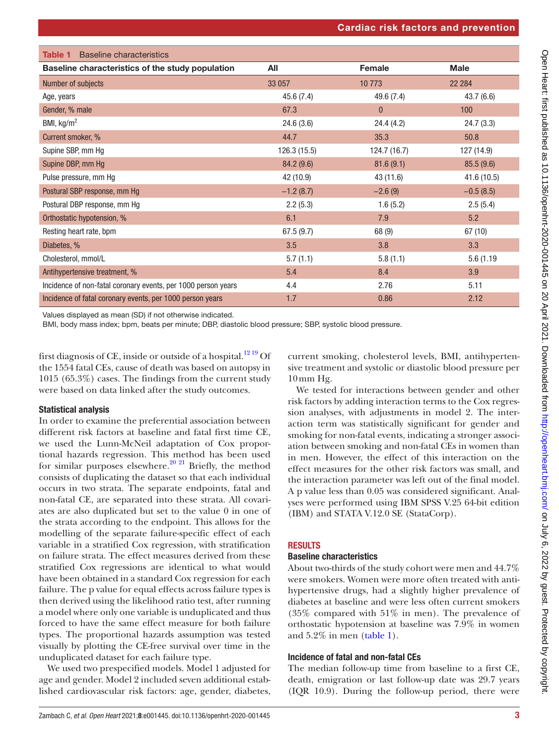**Table 1** Baseline characteristics

| Baseline characteristics of the study population | All | Female | Male |
|---|---|---|---|
| Number of subjects | 33 057 | 10 773 | 22 284 |
| Age, years | 45.6 (7.4) | 49.6 (7.4) | 43.7 (6.6) |
| Gender, % male | 67.3 | 0 | 100 |
| BMI, kg/m$^2$ | 24.6 (3.6) | 24.4 (4.2) | 24.7 (3.3) |
| Current smoker, % | 44.7 | 35.3 | 50.8 |
| Supine SBP, mm Hg | 126.3 (15.5) | 124.7 (16.7) | 127 (14.9) |
| Supine DBP, mm Hg | 84.2 (9.6) | 81.6 (9.1) | 85.5 (9.6) |
| Pulse pressure, mm Hg | 42 (10.9) | 43 (11.6) | 41.6 (10.5) |
| Postural SBP response, mm Hg | −1.2 (8.7) | −2.6 (9) | −0.5 (8.5) |
| Postural DBP response, mm Hg | 2.2 (5.3) | 1.6 (5.2) | 2.5 (5.4) |
| Orthostatic hypotension, % | 6.1 | 7.9 | 5.2 |
| Resting heart rate, bpm | 67.5 (9.7) | 68 (9) | 67 (10) |
| Diabetes, % | 3.5 | 3.8 | 3.3 |
| Cholesterol, mmol/L | 5.7 (1.1) | 5.8 (1.1) | 5.6 (1.19 |
| Antihypertensive treatment, % | 5.4 | 8.4 | 3.9 |
| Incidence of non-fatal coronary events, per 1000 person years | 4.4 | 2.76 | 5.11 |
| Incidence of fatal coronary events, per 1000 person years | 1.7 | 0.86 | 2.12 |

Values displayed as mean (SD) if not otherwise indicated.
BMI, body mass index; bpm, beats per minute; DBP, diastolic blood pressure; SBP, systolic blood pressure.

first diagnosis of CE, inside or outside of a hospital.[12,19] Of the 1554 fatal CEs, cause of death was based on autopsy in 1015 (65.3%) cases. The findings from the current study were based on data linked after the study outcomes.

### Statistical analysis

In order to examine the preferential association between different risk factors at baseline and fatal first time CE, we used the Lunn-McNeil adaptation of Cox proportional hazards regression. This method has been used for similar purposes elsewhere.[20,21] Briefly, the method consists of duplicating the dataset so that each individual occurs in two strata. The separate endpoints, fatal and non-fatal CE, are separated into these strata. All covariates are also duplicated but set to the value 0 in one of the strata according to the endpoint. This allows for the modelling of the separate failure-specific effect of each variable in a stratified Cox regression, with stratification on failure strata. The effect measures derived from these stratified Cox regressions are identical to what would have been obtained in a standard Cox regression for each failure. The p value for equal effects across failure types is then derived using the likelihood ratio test, after running a model where only one variable is unduplicated and thus forced to have the same effect measure for both failure types. The proportional hazards assumption was tested visually by plotting the CE-free survival over time in the unduplicated dataset for each failure type.

We used two prespecified models. Model 1 adjusted for age and gender. Model 2 included seven additional established cardiovascular risk factors: age, gender, diabetes, current smoking, cholesterol levels, BMI, antihypertensive treatment and systolic or diastolic blood pressure per 10 mm Hg.

We tested for interactions between gender and other risk factors by adding interaction terms to the Cox regression analyses, with adjustments in model 2. The interaction term was statistically significant for gender and smoking for non-fatal events, indicating a stronger association between smoking and non-fatal CEs in women than in men. However, the effect of this interaction on the effect measures for the other risk factors was small, and the interaction parameter was left out of the final model. A p value less than 0.05 was considered significant. Analyses were performed using IBM SPSS V.25 64-bit edition (IBM) and STATA V.12.0 SE (StataCorp).

## RESULTS

### Baseline characteristics

About two-thirds of the study cohort were men and 44.7% were smokers. Women were more often treated with antihypertensive drugs, had a slightly higher prevalence of diabetes at baseline and were less often current smokers (35% compared with 51% in men). The prevalence of orthostatic hypotension at baseline was 7.9% in women and 5.2% in men (table 1).

### Incidence of fatal and non-fatal CEs

The median follow-up time from baseline to a first CE, death, emigration or last follow-up date was 29.7 years (IQR 10.9). During the follow-up period, there were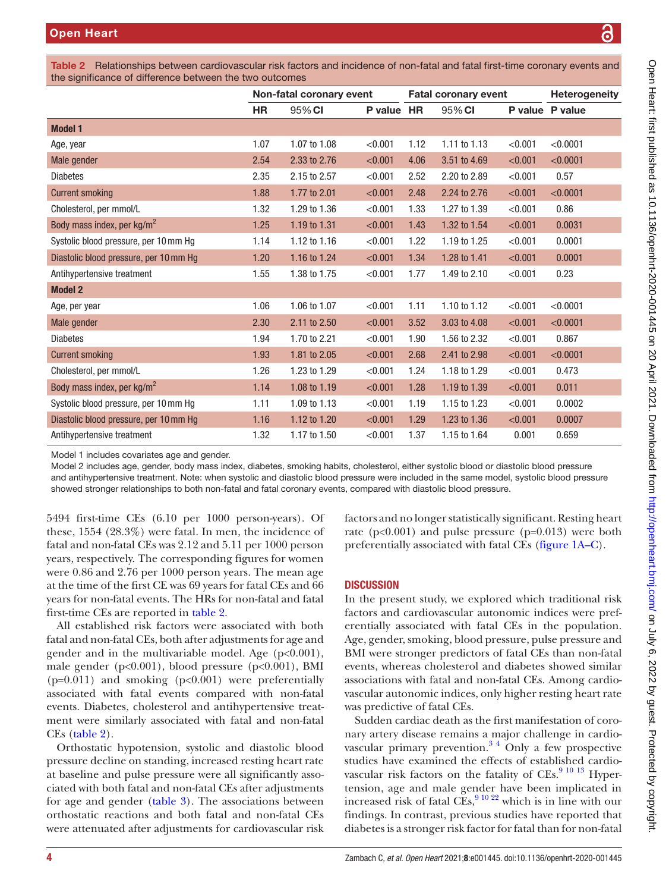Table 2 Relationships between cardiovascular risk factors and incidence of non-fatal and fatal first-time coronary events and the significance of difference between the two outcomes

| | Non-fatal coronary event | | | Fatal coronary event | | | Heterogeneity |
|---|---|---|---|---|---|---|---|
| | HR | 95% CI | P value | HR | 95% CI | P value | P value |
| **Model 1** | | | | | | | |
| Age, year | 1.07 | 1.07 to 1.08 | <0.001 | 1.12 | 1.11 to 1.13 | <0.001 | <0.0001 |
| Male gender | 2.54 | 2.33 to 2.76 | <0.001 | 4.06 | 3.51 to 4.69 | <0.001 | <0.0001 |
| Diabetes | 2.35 | 2.15 to 2.57 | <0.001 | 2.52 | 2.20 to 2.89 | <0.001 | 0.57 |
| Current smoking | 1.88 | 1.77 to 2.01 | <0.001 | 2.48 | 2.24 to 2.76 | <0.001 | <0.0001 |
| Cholesterol, per mmol/L | 1.32 | 1.29 to 1.36 | <0.001 | 1.33 | 1.27 to 1.39 | <0.001 | 0.86 |
| Body mass index, per kg/m$^2$ | 1.25 | 1.19 to 1.31 | <0.001 | 1.43 | 1.32 to 1.54 | <0.001 | 0.0031 |
| Systolic blood pressure, per 10 mm Hg | 1.14 | 1.12 to 1.16 | <0.001 | 1.22 | 1.19 to 1.25 | <0.001 | 0.0001 |
| Diastolic blood pressure, per 10 mm Hg | 1.20 | 1.16 to 1.24 | <0.001 | 1.34 | 1.28 to 1.41 | <0.001 | 0.0001 |
| Antihypertensive treatment | 1.55 | 1.38 to 1.75 | <0.001 | 1.77 | 1.49 to 2.10 | <0.001 | 0.23 |
| **Model 2** | | | | | | | |
| Age, per year | 1.06 | 1.06 to 1.07 | <0.001 | 1.11 | 1.10 to 1.12 | <0.001 | <0.0001 |
| Male gender | 2.30 | 2.11 to 2.50 | <0.001 | 3.52 | 3.03 to 4.08 | <0.001 | <0.0001 |
| Diabetes | 1.94 | 1.70 to 2.21 | <0.001 | 1.90 | 1.56 to 2.32 | <0.001 | 0.867 |
| Current smoking | 1.93 | 1.81 to 2.05 | <0.001 | 2.68 | 2.41 to 2.98 | <0.001 | <0.0001 |
| Cholesterol, per mmol/L | 1.26 | 1.23 to 1.29 | <0.001 | 1.24 | 1.18 to 1.29 | <0.001 | 0.473 |
| Body mass index, per kg/m$^2$ | 1.14 | 1.08 to 1.19 | <0.001 | 1.28 | 1.19 to 1.39 | <0.001 | 0.011 |
| Systolic blood pressure, per 10 mm Hg | 1.11 | 1.09 to 1.13 | <0.001 | 1.19 | 1.15 to 1.23 | <0.001 | 0.0002 |
| Diastolic blood pressure, per 10 mm Hg | 1.16 | 1.12 to 1.20 | <0.001 | 1.29 | 1.23 to 1.36 | <0.001 | 0.0007 |
| Antihypertensive treatment | 1.32 | 1.17 to 1.50 | <0.001 | 1.37 | 1.15 to 1.64 | 0.001 | 0.659 |

Model 1 includes covariates age and gender.
Model 2 includes age, gender, body mass index, diabetes, smoking habits, cholesterol, either systolic blood or diastolic blood pressure and antihypertensive treatment. Note: when systolic and diastolic blood pressure were included in the same model, systolic blood pressure showed stronger relationships to both non-fatal and fatal coronary events, compared with diastolic blood pressure.

5494 first-time CEs (6.10 per 1000 person-years). Of these, 1554 (28.3%) were fatal. In men, the incidence of fatal and non-fatal CEs was 2.12 and 5.11 per 1000 person years, respectively. The corresponding figures for women were 0.86 and 2.76 per 1000 person years. The mean age at the time of the first CE was 69 years for fatal CEs and 66 years for non-fatal events. The HRs for non-fatal and fatal first-time CEs are reported in table 2.

All established risk factors were associated with both fatal and non-fatal CEs, both after adjustments for age and gender and in the multivariable model. Age (p<0.001), male gender (p<0.001), blood pressure (p<0.001), BMI (p=0.011) and smoking (p<0.001) were preferentially associated with fatal events compared with non-fatal events. Diabetes, cholesterol and antihypertensive treatment were similarly associated with fatal and non-fatal CEs (table 2).

Orthostatic hypotension, systolic and diastolic blood pressure decline on standing, increased resting heart rate at baseline and pulse pressure were all significantly associated with both fatal and non-fatal CEs after adjustments for age and gender (table 3). The associations between orthostatic reactions and both fatal and non-fatal CEs were attenuated after adjustments for cardiovascular risk factors and no longer statistically significant. Resting heart rate (p<0.001) and pulse pressure (p=0.013) were both preferentially associated with fatal CEs (figure 1A–C).

## DISCUSSION

In the present study, we explored which traditional risk factors and cardiovascular autonomic indices were preferentially associated with fatal CEs in the population. Age, gender, smoking, blood pressure, pulse pressure and BMI were stronger predictors of fatal CEs than non-fatal events, whereas cholesterol and diabetes showed similar associations with fatal and non-fatal CEs. Among cardiovascular autonomic indices, only higher resting heart rate was predictive of fatal CEs.

Sudden cardiac death as the first manifestation of coronary artery disease remains a major challenge in cardiovascular primary prevention.[3,4] Only a few prospective studies have examined the effects of established cardiovascular risk factors on the fatality of CEs.[9,10,13] Hypertension, age and male gender have been implicated in increased risk of fatal CEs,[9,10,22] which is in line with our findings. In contrast, previous studies have reported that diabetes is a stronger risk factor for fatal than for non-fatal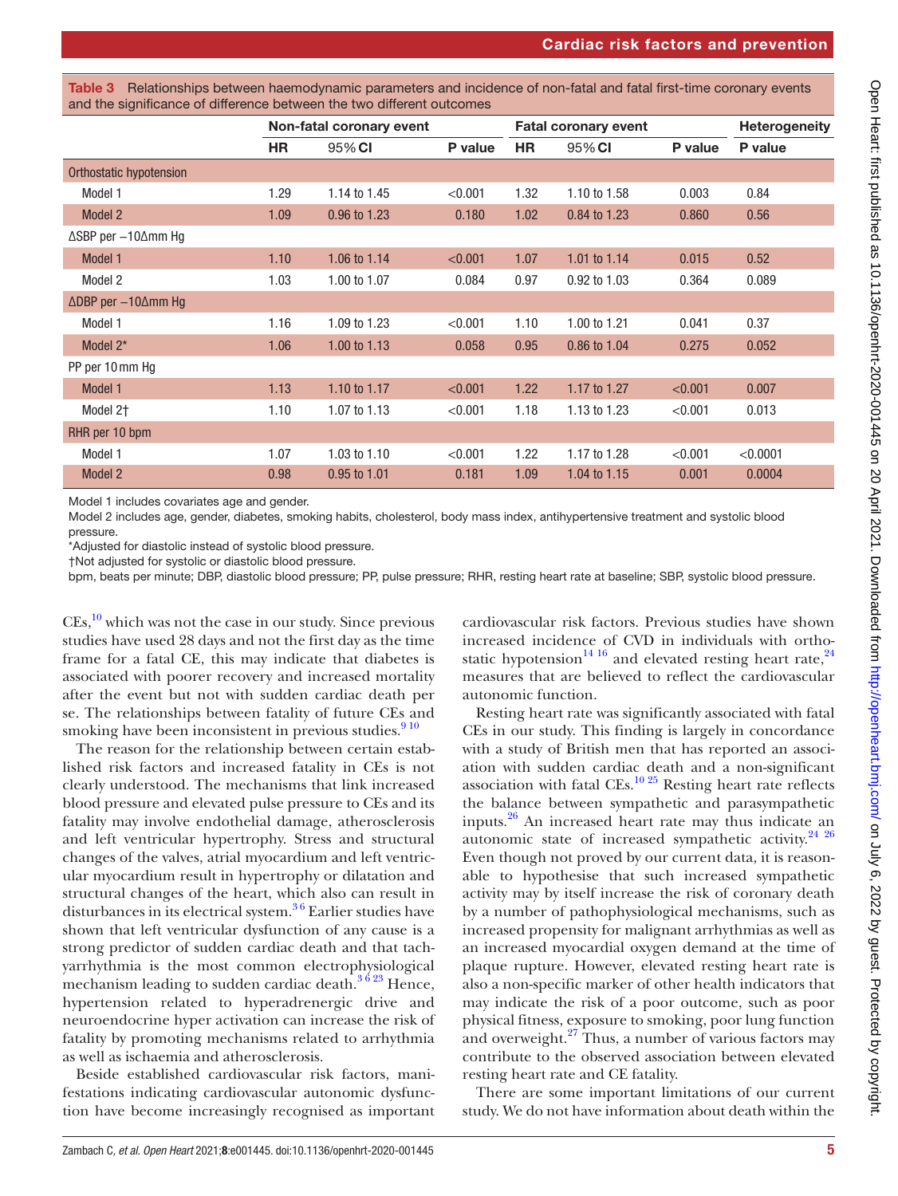**Table 3** Relationships between haemodynamic parameters and incidence of non-fatal and fatal first-time coronary events and the significance of difference between the two different outcomes

| | Non-fatal coronary event | | | Fatal coronary event | | | Heterogeneity |
|---|---|---|---|---|---|---|---|
| | HR | 95% CI | P value | HR | 95% CI | P value | P value |
| Orthostatic hypotension | | | | | | | |
| Model 1 | 1.29 | 1.14 to 1.45 | <0.001 | 1.32 | 1.10 to 1.58 | 0.003 | 0.84 |
| Model 2 | 1.09 | 0.96 to 1.23 | 0.180 | 1.02 | 0.84 to 1.23 | 0.860 | 0.56 |
| ΔSBP per −10Δmm Hg | | | | | | | |
| Model 1 | 1.10 | 1.06 to 1.14 | <0.001 | 1.07 | 1.01 to 1.14 | 0.015 | 0.52 |
| Model 2 | 1.03 | 1.00 to 1.07 | 0.084 | 0.97 | 0.92 to 1.03 | 0.364 | 0.089 |
| ΔDBP per −10Δmm Hg | | | | | | | |
| Model 1 | 1.16 | 1.09 to 1.23 | <0.001 | 1.10 | 1.00 to 1.21 | 0.041 | 0.37 |
| Model 2* | 1.06 | 1.00 to 1.13 | 0.058 | 0.95 | 0.86 to 1.04 | 0.275 | 0.052 |
| PP per 10 mm Hg | | | | | | | |
| Model 1 | 1.13 | 1.10 to 1.17 | <0.001 | 1.22 | 1.17 to 1.27 | <0.001 | 0.007 |
| Model 2† | 1.10 | 1.07 to 1.13 | <0.001 | 1.18 | 1.13 to 1.23 | <0.001 | 0.013 |
| RHR per 10 bpm | | | | | | | |
| Model 1 | 1.07 | 1.03 to 1.10 | <0.001 | 1.22 | 1.17 to 1.28 | <0.001 | <0.0001 |
| Model 2 | 0.98 | 0.95 to 1.01 | 0.181 | 1.09 | 1.04 to 1.15 | 0.001 | 0.0004 |

Model 1 includes covariates age and gender.
Model 2 includes age, gender, diabetes, smoking habits, cholesterol, body mass index, antihypertensive treatment and systolic blood pressure.
*Adjusted for diastolic instead of systolic blood pressure.
†Not adjusted for systolic or diastolic blood pressure.
bpm, beats per minute; DBP, diastolic blood pressure; PP, pulse pressure; RHR, resting heart rate at baseline; SBP, systolic blood pressure.

CEs,[10] which was not the case in our study. Since previous studies have used 28 days and not the first day as the time frame for a fatal CE, this may indicate that diabetes is associated with poorer recovery and increased mortality after the event but not with sudden cardiac death per se. The relationships between fatality of future CEs and smoking have been inconsistent in previous studies.[9 10]

The reason for the relationship between certain established risk factors and increased fatality in CEs is not clearly understood. The mechanisms that link increased blood pressure and elevated pulse pressure to CEs and its fatality may involve endothelial damage, atherosclerosis and left ventricular hypertrophy. Stress and structural changes of the valves, atrial myocardium and left ventricular myocardium result in hypertrophy or dilatation and structural changes of the heart, which also can result in disturbances in its electrical system.[3 6] Earlier studies have shown that left ventricular dysfunction of any cause is a strong predictor of sudden cardiac death and that tachyarrhythmia is the most common electrophysiological mechanism leading to sudden cardiac death.[3 6 23] Hence, hypertension related to hyperadrenergic drive and neuroendocrine hyper activation can increase the risk of fatality by promoting mechanisms related to arrhythmia as well as ischaemia and atherosclerosis.

Beside established cardiovascular risk factors, manifestations indicating cardiovascular autonomic dysfunction have become increasingly recognised as important cardiovascular risk factors. Previous studies have shown increased incidence of CVD in individuals with orthostatic hypotension[14 16] and elevated resting heart rate,[24] measures that are believed to reflect the cardiovascular autonomic function.

Resting heart rate was significantly associated with fatal CEs in our study. This finding is largely in concordance with a study of British men that has reported an association with sudden cardiac death and a non-significant association with fatal CEs.[10 25] Resting heart rate reflects the balance between sympathetic and parasympathetic inputs.[26] An increased heart rate may thus indicate an autonomic state of increased sympathetic activity.[24 26] Even though not proved by our current data, it is reasonable to hypothesise that such increased sympathetic activity may by itself increase the risk of coronary death by a number of pathophysiological mechanisms, such as increased propensity for malignant arrhythmias as well as an increased myocardial oxygen demand at the time of plaque rupture. However, elevated resting heart rate is also a non-specific marker of other health indicators that may indicate the risk of a poor outcome, such as poor physical fitness, exposure to smoking, poor lung function and overweight.[27] Thus, a number of various factors may contribute to the observed association between elevated resting heart rate and CE fatality.

There are some important limitations of our current study. We do not have information about death within the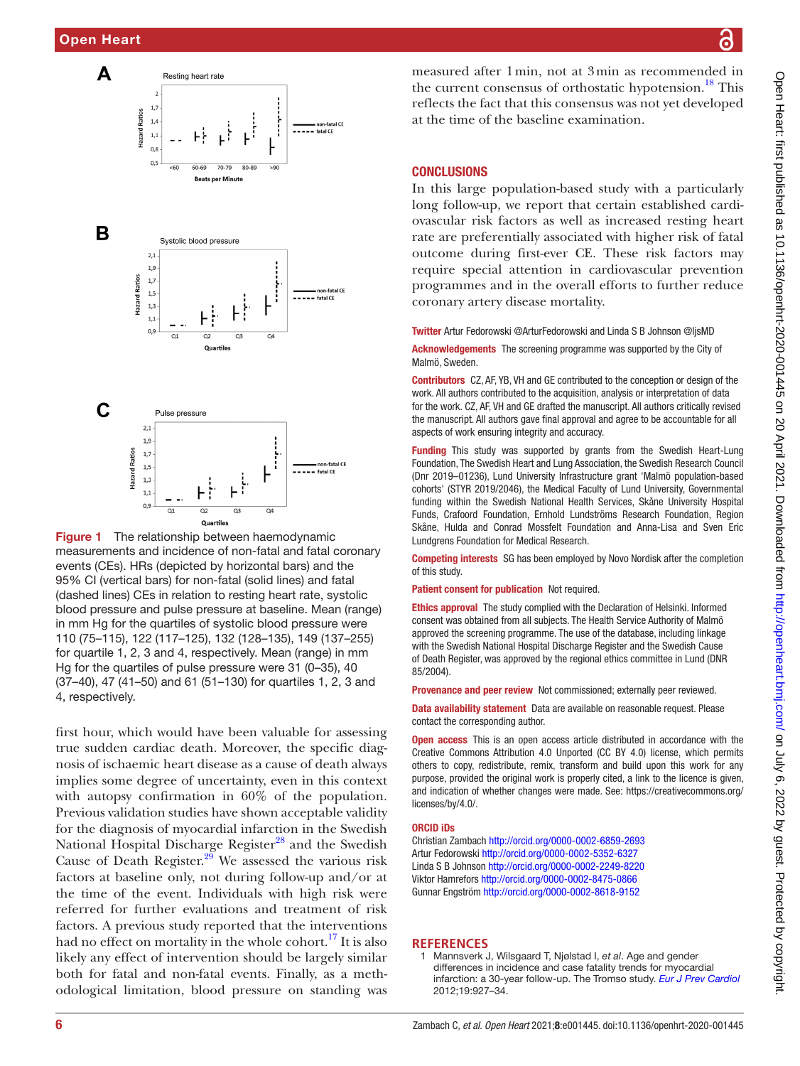Figure 1 The relationship between haemodynamic measurements and incidence of non-fatal and fatal coronary events (CEs). HRs (depicted by horizontal bars) and the 95% CI (vertical bars) for non-fatal (solid lines) and fatal (dashed lines) CEs in relation to resting heart rate, systolic blood pressure and pulse pressure at baseline. Mean (range) in mm Hg for the quartiles of systolic blood pressure were 110 (75–115), 122 (117–125), 132 (128–135), 149 (137–255) for quartile 1, 2, 3 and 4, respectively. Mean (range) in mm Hg for the quartiles of pulse pressure were 31 (0–35), 40 (37–40), 47 (41–50) and 61 (51–130) for quartiles 1, 2, 3 and 4, respectively.

first hour, which would have been valuable for assessing true sudden cardiac death. Moreover, the specific diagnosis of ischaemic heart disease as a cause of death always implies some degree of uncertainty, even in this context with autopsy confirmation in 60% of the population. Previous validation studies have shown acceptable validity for the diagnosis of myocardial infarction in the Swedish National Hospital Discharge Register[28] and the Swedish Cause of Death Register.[29] We assessed the various risk factors at baseline only, not during follow-up and/or at the time of the event. Individuals with high risk were referred for further evaluations and treatment of risk factors. A previous study reported that the interventions had no effect on mortality in the whole cohort.[17] It is also likely any effect of intervention should be largely similar both for fatal and non-fatal events. Finally, as a methodological limitation, blood pressure on standing was measured after 1 min, not at 3 min as recommended in the current consensus of orthostatic hypotension.[18] This reflects the fact that this consensus was not yet developed at the time of the baseline examination.

## CONCLUSIONS

In this large population-based study with a particularly long follow-up, we report that certain established cardiovascular risk factors as well as increased resting heart rate are preferentially associated with higher risk of fatal outcome during first-ever CE. These risk factors may require special attention in cardiovascular prevention programmes and in the overall efforts to further reduce coronary artery disease mortality.

**Twitter** Artur Fedorowski @ArturFedorowski and Linda S B Johnson @ljsMD

**Acknowledgements** The screening programme was supported by the City of Malmö, Sweden.

**Contributors** CZ, AF, YB, VH and GE contributed to the conception or design of the work. All authors contributed to the acquisition, analysis or interpretation of data for the work. CZ, AF, VH and GE drafted the manuscript. All authors critically revised the manuscript. All authors gave final approval and agree to be accountable for all aspects of work ensuring integrity and accuracy.

**Funding** This study was supported by grants from the Swedish Heart-Lung Foundation, The Swedish Heart and Lung Association, the Swedish Research Council (Dnr 2019–01236), Lund University Infrastructure grant 'Malmö population-based cohorts' (STYR 2019/2046), the Medical Faculty of Lund University, Governmental funding within the Swedish National Health Services, Skåne University Hospital Funds, Crafoord Foundation, Ernhold Lundströms Research Foundation, Region Skåne, Hulda and Conrad Mossfelt Foundation and Anna-Lisa and Sven Eric Lundgrens Foundation for Medical Research.

**Competing interests** SG has been employed by Novo Nordisk after the completion of this study.

**Patient consent for publication** Not required.

**Ethics approval** The study complied with the Declaration of Helsinki. Informed consent was obtained from all subjects. The Health Service Authority of Malmö approved the screening programme. The use of the database, including linkage with the Swedish National Hospital Discharge Register and the Swedish Cause of Death Register, was approved by the regional ethics committee in Lund (DNR 85/2004).

**Provenance and peer review** Not commissioned; externally peer reviewed.

**Data availability statement** Data are available on reasonable request. Please contact the corresponding author.

**Open access** This is an open access article distributed in accordance with the Creative Commons Attribution 4.0 Unported (CC BY 4.0) license, which permits others to copy, redistribute, remix, transform and build upon this work for any purpose, provided the original work is properly cited, a link to the licence is given, and indication of whether changes were made. See: https://creativecommons.org/licenses/by/4.0/.

### ORCID iDs

Christian Zambach http://orcid.org/0000-0002-6859-2693
Artur Fedorowski http://orcid.org/0000-0002-5352-6327
Linda S B Johnson http://orcid.org/0000-0002-2249-8220
Viktor Hamrefors http://orcid.org/0000-0002-8475-0866
Gunnar Engström http://orcid.org/0000-0002-8618-9152

## REFERENCES

1. Mannsverk J, Wilsgaard T, Njølstad I, *et al*. Age and gender differences in incidence and case fatality trends for myocardial infarction: a 30-year follow-up. The Tromso study. *Eur J Prev Cardiol* 2012;19:927–34.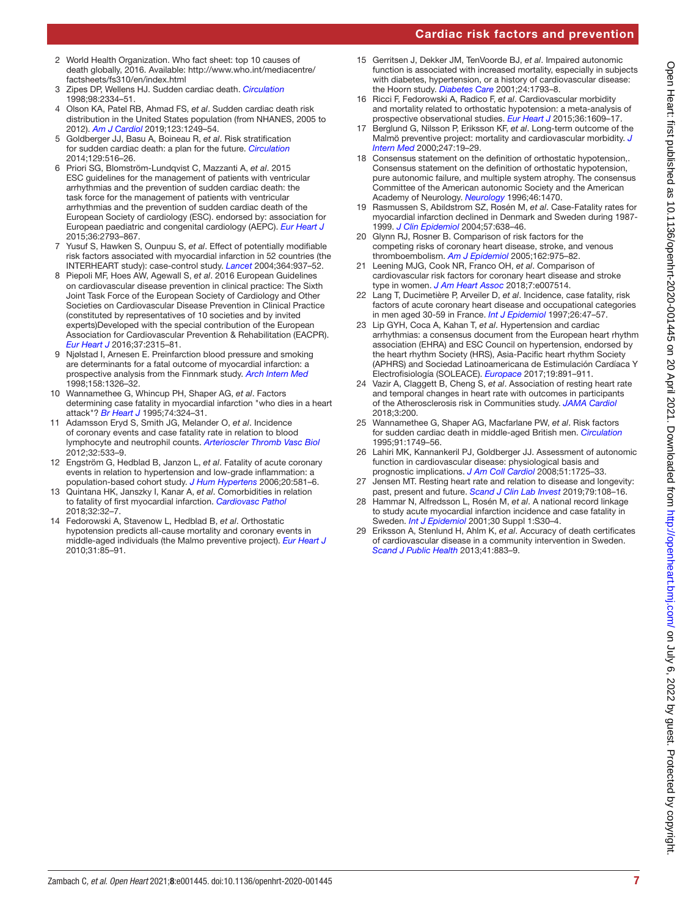2. World Health Organization. Who fact sheet: top 10 causes of death globally, 2016. Available: http://www.who.int/mediacentre/factsheets/fs310/en/index.html
3. Zipes DP, Wellens HJ. Sudden cardiac death. *Circulation* 1998;98:2334–51.
4. Olson KA, Patel RB, Ahmad FS, *et al*. Sudden cardiac death risk distribution in the United States population (from NHANES, 2005 to 2012). *Am J Cardiol* 2019;123:1249–54.
5. Goldberger JJ, Basu A, Boineau R, *et al*. Risk stratification for sudden cardiac death: a plan for the future. *Circulation* 2014;129:516–26.
6. Priori SG, Blomström-Lundqvist C, Mazzanti A, *et al*. 2015 ESC guidelines for the management of patients with ventricular arrhythmias and the prevention of sudden cardiac death: the task force for the management of patients with ventricular arrhythmias and the prevention of sudden cardiac death of the European Society of cardiology (ESC). endorsed by: association for European paediatric and congenital cardiology (AEPC). *Eur Heart J* 2015;36:2793–867.
7. Yusuf S, Hawken S, Ounpuu S, *et al*. Effect of potentially modifiable risk factors associated with myocardial infarction in 52 countries (the INTERHEART study): case-control study. *Lancet* 2004;364:937–52.
8. Piepoli MF, Hoes AW, Agewall S, *et al*. 2016 European Guidelines on cardiovascular disease prevention in clinical practice: The Sixth Joint Task Force of the European Society of Cardiology and Other Societies on Cardiovascular Disease Prevention in Clinical Practice (constituted by representatives of 10 societies and by invited experts)Developed with the special contribution of the European Association for Cardiovascular Prevention & Rehabilitation (EACPR). *Eur Heart J* 2016;37:2315–81.
9. Njølstad I, Arnesen E. Preinfarction blood pressure and smoking are determinants for a fatal outcome of myocardial infarction: a prospective analysis from the Finnmark study. *Arch Intern Med* 1998;158:1326–32.
10. Wannamethee G, Whincup PH, Shaper AG, *et al*. Factors determining case fatality in myocardial infarction "who dies in a heart attack"? *Br Heart J* 1995;74:324–31.
11. Adamsson Eryd S, Smith JG, Melander O, *et al*. Incidence of coronary events and case fatality rate in relation to blood lymphocyte and neutrophil counts. *Arterioscler Thromb Vasc Biol* 2012;32:533–9.
12. Engström G, Hedblad B, Janzon L, *et al*. Fatality of acute coronary events in relation to hypertension and low-grade inflammation: a population-based cohort study. *J Hum Hypertens* 2006;20:581–6.
13. Quintana HK, Janszky I, Kanar A, *et al*. Comorbidities in relation to fatality of first myocardial infarction. *Cardiovasc Pathol* 2018;32:32–7.
14. Fedorowski A, Stavenow L, Hedblad B, *et al*. Orthostatic hypotension predicts all-cause mortality and coronary events in middle-aged individuals (the Malmo preventive project). *Eur Heart J* 2010;31:85–91.
15. Gerritsen J, Dekker JM, TenVoorde BJ, *et al*. Impaired autonomic function is associated with increased mortality, especially in subjects with diabetes, hypertension, or a history of cardiovascular disease: the Hoorn study. *Diabetes Care* 2001;24:1793–8.
16. Ricci F, Fedorowski A, Radico F, *et al*. Cardiovascular morbidity and mortality related to orthostatic hypotension: a meta-analysis of prospective observational studies. *Eur Heart J* 2015;36:1609–17.
17. Berglund G, Nilsson P, Eriksson KF, *et al*. Long-term outcome of the Malmö preventive project: mortality and cardiovascular morbidity. *J Intern Med* 2000;247:19–29.
18. Consensus statement on the definition of orthostatic hypotension,. Consensus statement on the definition of orthostatic hypotension, pure autonomic failure, and multiple system atrophy. The consensus Committee of the American autonomic Society and the American Academy of Neurology. *Neurology* 1996;46:1470.
19. Rasmussen S, Abildstrom SZ, Rosén M, *et al*. Case-Fatality rates for myocardial infarction declined in Denmark and Sweden during 1987-1999. *J Clin Epidemiol* 2004;57:638–46.
20. Glynn RJ, Rosner B. Comparison of risk factors for the competing risks of coronary heart disease, stroke, and venous thromboembolism. *Am J Epidemiol* 2005;162:975–82.
21. Leening MJG, Cook NR, Franco OH, *et al*. Comparison of cardiovascular risk factors for coronary heart disease and stroke type in women. *J Am Heart Assoc* 2018;7:e007514.
22. Lang T, Ducimetière P, Arveiler D, *et al*. Incidence, case fatality, risk factors of acute coronary heart disease and occupational categories in men aged 30-59 in France. *Int J Epidemiol* 1997;26:47–57.
23. Lip GYH, Coca A, Kahan T, *et al*. Hypertension and cardiac arrhythmias: a consensus document from the European heart rhythm association (EHRA) and ESC Council on hypertension, endorsed by the heart rhythm Society (HRS), Asia-Pacific heart rhythm Society (APHRS) and Sociedad Latinoamericana de Estimulación Cardíaca Y Electrofisiología (SOLEACE). *Europace* 2017;19:891–911.
24. Vazir A, Claggett B, Cheng S, *et al*. Association of resting heart rate and temporal changes in heart rate with outcomes in participants of the Atherosclerosis risk in Communities study. *JAMA Cardiol* 2018;3:200.
25. Wannamethee G, Shaper AG, Macfarlane PW, *et al*. Risk factors for sudden cardiac death in middle-aged British men. *Circulation* 1995;91:1749–56.
26. Lahiri MK, Kannankeril PJ, Goldberger JJ. Assessment of autonomic function in cardiovascular disease: physiological basis and prognostic implications. *J Am Coll Cardiol* 2008;51:1725–33.
27. Jensen MT. Resting heart rate and relation to disease and longevity: past, present and future. *Scand J Clin Lab Invest* 2019;79:108–16.
28. Hammar N, Alfredsson L, Rosén M, *et al*. A national record linkage to study acute myocardial infarction incidence and case fatality in Sweden. *Int J Epidemiol* 2001;30 Suppl 1:S30–4.
29. Eriksson A, Stenlund H, Ahlm K, *et al*. Accuracy of death certificates of cardiovascular disease in a community intervention in Sweden. *Scand J Public Health* 2013;41:883–9.